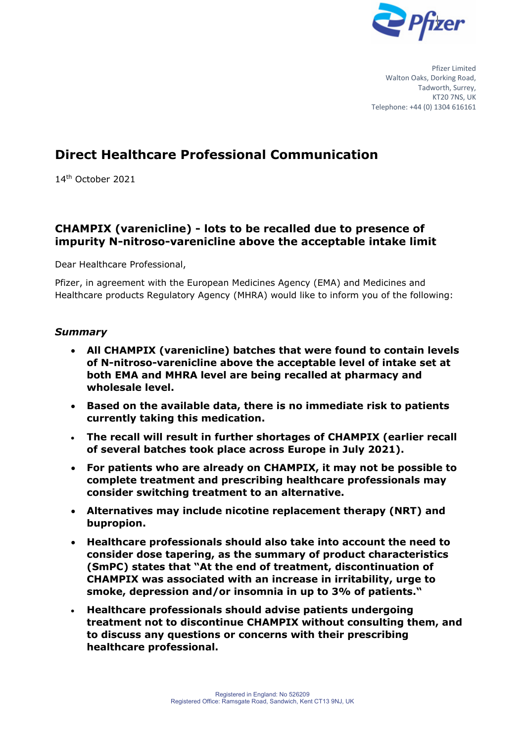Pfizer Limited
Walton Oaks, Dorking Road,
Tadworth, Surrey,
KT20 7NS, UK
Telephone: +44 (0) 1304 616161

# Direct Healthcare Professional Communication

14th October 2021

## CHAMPIX (varenicline) - lots to be recalled due to presence of impurity N-nitroso-varenicline above the acceptable intake limit

Dear Healthcare Professional,

Pfizer, in agreement with the European Medicines Agency (EMA) and Medicines and Healthcare products Regulatory Agency (MHRA) would like to inform you of the following:

### *Summary*

- **All CHAMPIX (varenicline) batches that were found to contain levels of N-nitroso-varenicline above the acceptable level of intake set at both EMA and MHRA level are being recalled at pharmacy and wholesale level.**
- **Based on the available data, there is no immediate risk to patients currently taking this medication.**
- **The recall will result in further shortages of CHAMPIX (earlier recall of several batches took place across Europe in July 2021).**
- **For patients who are already on CHAMPIX, it may not be possible to complete treatment and prescribing healthcare professionals may consider switching treatment to an alternative.**
- **Alternatives may include nicotine replacement therapy (NRT) and bupropion.**
- **Healthcare professionals should also take into account the need to consider dose tapering, as the summary of product characteristics (SmPC) states that "At the end of treatment, discontinuation of CHAMPIX was associated with an increase in irritability, urge to smoke, depression and/or insomnia in up to 3% of patients."**
- **Healthcare professionals should advise patients undergoing treatment not to discontinue CHAMPIX without consulting them, and to discuss any questions or concerns with their prescribing healthcare professional.**

Registered in England: No 526209
Registered Office: Ramsgate Road, Sandwich, Kent CT13 9NJ, UK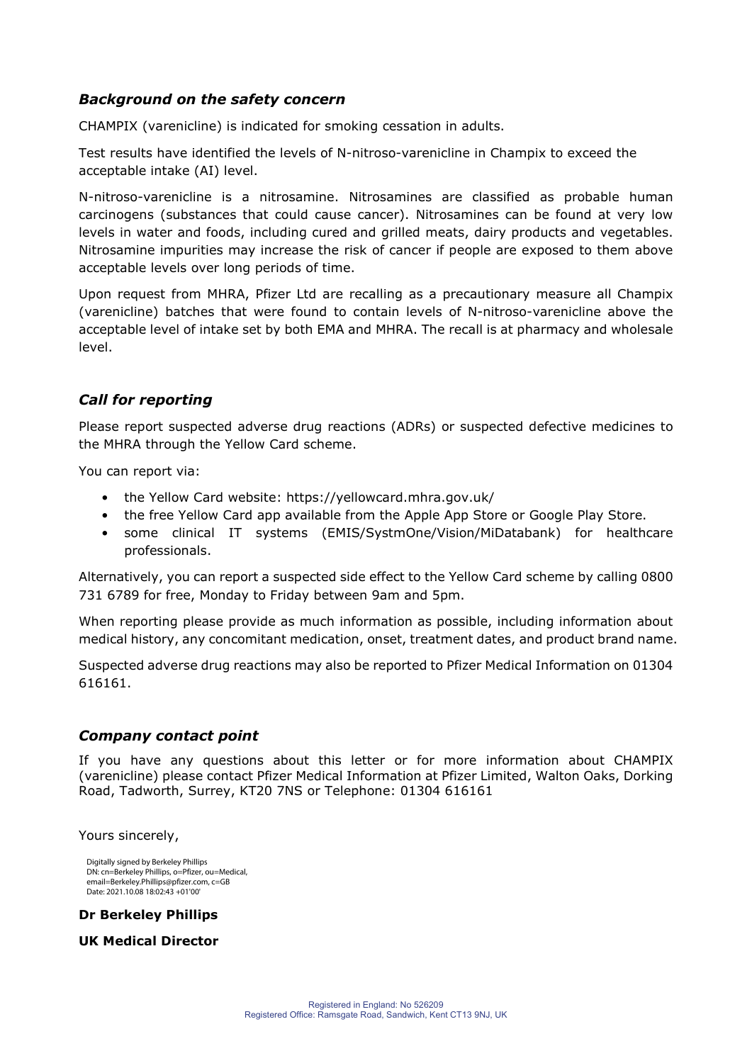### *Background on the safety concern*

CHAMPIX (varenicline) is indicated for smoking cessation in adults.

Test results have identified the levels of N-nitroso-varenicline in Champix to exceed the acceptable intake (AI) level.

N-nitroso-varenicline is a nitrosamine. Nitrosamines are classified as probable human carcinogens (substances that could cause cancer). Nitrosamines can be found at very low levels in water and foods, including cured and grilled meats, dairy products and vegetables. Nitrosamine impurities may increase the risk of cancer if people are exposed to them above acceptable levels over long periods of time.

Upon request from MHRA, Pfizer Ltd are recalling as a precautionary measure all Champix (varenicline) batches that were found to contain levels of N-nitroso-varenicline above the acceptable level of intake set by both EMA and MHRA. The recall is at pharmacy and wholesale level.

### *Call for reporting*

Please report suspected adverse drug reactions (ADRs) or suspected defective medicines to the MHRA through the Yellow Card scheme.

You can report via:

- the Yellow Card website: https://yellowcard.mhra.gov.uk/
- the free Yellow Card app available from the Apple App Store or Google Play Store.
- some clinical IT systems (EMIS/SystmOne/Vision/MiDatabank) for healthcare professionals.

Alternatively, you can report a suspected side effect to the Yellow Card scheme by calling 0800 731 6789 for free, Monday to Friday between 9am and 5pm.

When reporting please provide as much information as possible, including information about medical history, any concomitant medication, onset, treatment dates, and product brand name.

Suspected adverse drug reactions may also be reported to Pfizer Medical Information on 01304 616161.

### *Company contact point*

If you have any questions about this letter or for more information about CHAMPIX (varenicline) please contact Pfizer Medical Information at Pfizer Limited, Walton Oaks, Dorking Road, Tadworth, Surrey, KT20 7NS or Telephone: 01304 616161

Yours sincerely,

Digitally signed by Berkeley Phillips
DN: cn=Berkeley Phillips, o=Pfizer, ou=Medical, email=Berkeley.Phillips@pfizer.com, c=GB
Date: 2021.10.08 18:02:43 +01'00'

**Dr Berkeley Phillips**

**UK Medical Director**

Registered in England: No 526209
Registered Office: Ramsgate Road, Sandwich, Kent CT13 9NJ, UK